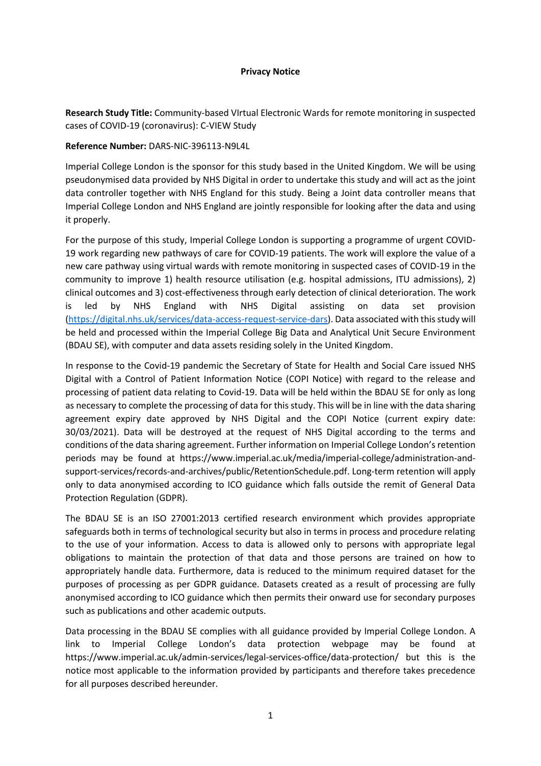**Privacy Notice**

**Research Study Title:** Community-based VIrtual Electronic Wards for remote monitoring in suspected cases of COVID-19 (coronavirus): C-VIEW Study

**Reference Number:** DARS-NIC-396113-N9L4L

Imperial College London is the sponsor for this study based in the United Kingdom. We will be using pseudonymised data provided by NHS Digital in order to undertake this study and will act as the joint data controller together with NHS England for this study. Being a Joint data controller means that Imperial College London and NHS England are jointly responsible for looking after the data and using it properly.

For the purpose of this study, Imperial College London is supporting a programme of urgent COVID-19 work regarding new pathways of care for COVID-19 patients. The work will explore the value of a new care pathway using virtual wards with remote monitoring in suspected cases of COVID-19 in the community to improve 1) health resource utilisation (e.g. hospital admissions, ITU admissions), 2) clinical outcomes and 3) cost-effectiveness through early detection of clinical deterioration. The work is led by NHS England with NHS Digital assisting on data set provision (https://digital.nhs.uk/services/data-access-request-service-dars). Data associated with this study will be held and processed within the Imperial College Big Data and Analytical Unit Secure Environment (BDAU SE), with computer and data assets residing solely in the United Kingdom.

In response to the Covid-19 pandemic the Secretary of State for Health and Social Care issued NHS Digital with a Control of Patient Information Notice (COPI Notice) with regard to the release and processing of patient data relating to Covid-19. Data will be held within the BDAU SE for only as long as necessary to complete the processing of data for this study. This will be in line with the data sharing agreement expiry date approved by NHS Digital and the COPI Notice (current expiry date: 30/03/2021). Data will be destroyed at the request of NHS Digital according to the terms and conditions of the data sharing agreement. Further information on Imperial College London's retention periods may be found at https://www.imperial.ac.uk/media/imperial-college/administration-and-support-services/records-and-archives/public/RetentionSchedule.pdf. Long-term retention will apply only to data anonymised according to ICO guidance which falls outside the remit of General Data Protection Regulation (GDPR).

The BDAU SE is an ISO 27001:2013 certified research environment which provides appropriate safeguards both in terms of technological security but also in terms in process and procedure relating to the use of your information. Access to data is allowed only to persons with appropriate legal obligations to maintain the protection of that data and those persons are trained on how to appropriately handle data. Furthermore, data is reduced to the minimum required dataset for the purposes of processing as per GDPR guidance. Datasets created as a result of processing are fully anonymised according to ICO guidance which then permits their onward use for secondary purposes such as publications and other academic outputs.

Data processing in the BDAU SE complies with all guidance provided by Imperial College London. A link to Imperial College London's data protection webpage may be found at https://www.imperial.ac.uk/admin-services/legal-services-office/data-protection/ but this is the notice most applicable to the information provided by participants and therefore takes precedence for all purposes described hereunder.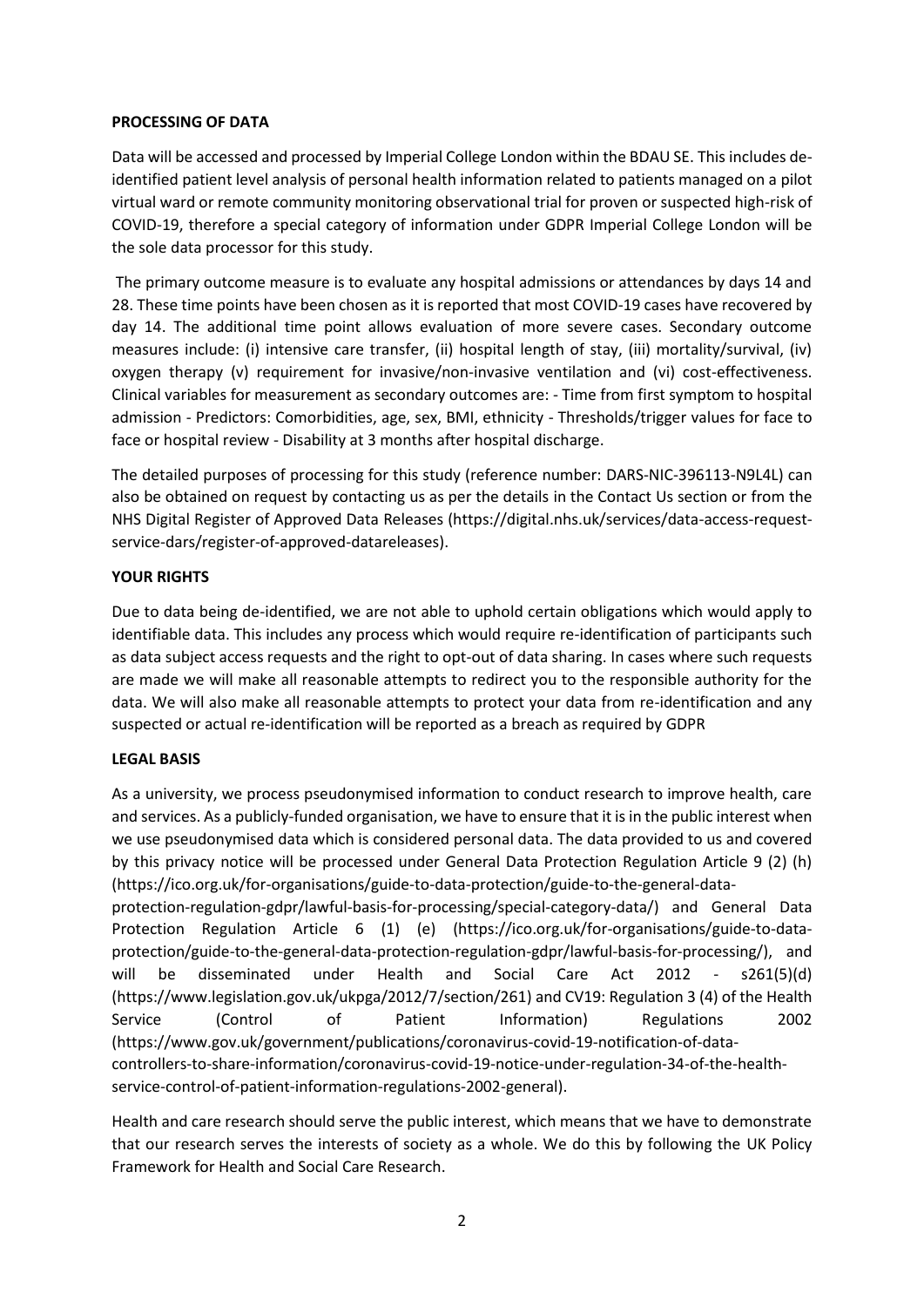## PROCESSING OF DATA

Data will be accessed and processed by Imperial College London within the BDAU SE. This includes de-identified patient level analysis of personal health information related to patients managed on a pilot virtual ward or remote community monitoring observational trial for proven or suspected high-risk of COVID-19, therefore a special category of information under GDPR Imperial College London will be the sole data processor for this study.

The primary outcome measure is to evaluate any hospital admissions or attendances by days 14 and 28. These time points have been chosen as it is reported that most COVID-19 cases have recovered by day 14. The additional time point allows evaluation of more severe cases. Secondary outcome measures include: (i) intensive care transfer, (ii) hospital length of stay, (iii) mortality/survival, (iv) oxygen therapy (v) requirement for invasive/non-invasive ventilation and (vi) cost-effectiveness. Clinical variables for measurement as secondary outcomes are: - Time from first symptom to hospital admission - Predictors: Comorbidities, age, sex, BMI, ethnicity - Thresholds/trigger values for face to face or hospital review - Disability at 3 months after hospital discharge.

The detailed purposes of processing for this study (reference number: DARS-NIC-396113-N9L4L) can also be obtained on request by contacting us as per the details in the Contact Us section or from the NHS Digital Register of Approved Data Releases (https://digital.nhs.uk/services/data-access-request-service-dars/register-of-approved-datareleases).

## YOUR RIGHTS

Due to data being de-identified, we are not able to uphold certain obligations which would apply to identifiable data. This includes any process which would require re-identification of participants such as data subject access requests and the right to opt-out of data sharing. In cases where such requests are made we will make all reasonable attempts to redirect you to the responsible authority for the data. We will also make all reasonable attempts to protect your data from re-identification and any suspected or actual re-identification will be reported as a breach as required by GDPR

## LEGAL BASIS

As a university, we process pseudonymised information to conduct research to improve health, care and services. As a publicly-funded organisation, we have to ensure that it is in the public interest when we use pseudonymised data which is considered personal data. The data provided to us and covered by this privacy notice will be processed under General Data Protection Regulation Article 9 (2) (h) (https://ico.org.uk/for-organisations/guide-to-data-protection/guide-to-the-general-data-protection-regulation-gdpr/lawful-basis-for-processing/special-category-data/) and General Data Protection Regulation Article 6 (1) (e) (https://ico.org.uk/for-organisations/guide-to-data-protection/guide-to-the-general-data-protection-regulation-gdpr/lawful-basis-for-processing/), and will be disseminated under Health and Social Care Act 2012 - s261(5)(d) (https://www.legislation.gov.uk/ukpga/2012/7/section/261) and CV19: Regulation 3 (4) of the Health Service (Control of Patient Information) Regulations 2002 (https://www.gov.uk/government/publications/coronavirus-covid-19-notification-of-data-controllers-to-share-information/coronavirus-covid-19-notice-under-regulation-34-of-the-health-service-control-of-patient-information-regulations-2002-general).

Health and care research should serve the public interest, which means that we have to demonstrate that our research serves the interests of society as a whole. We do this by following the UK Policy Framework for Health and Social Care Research.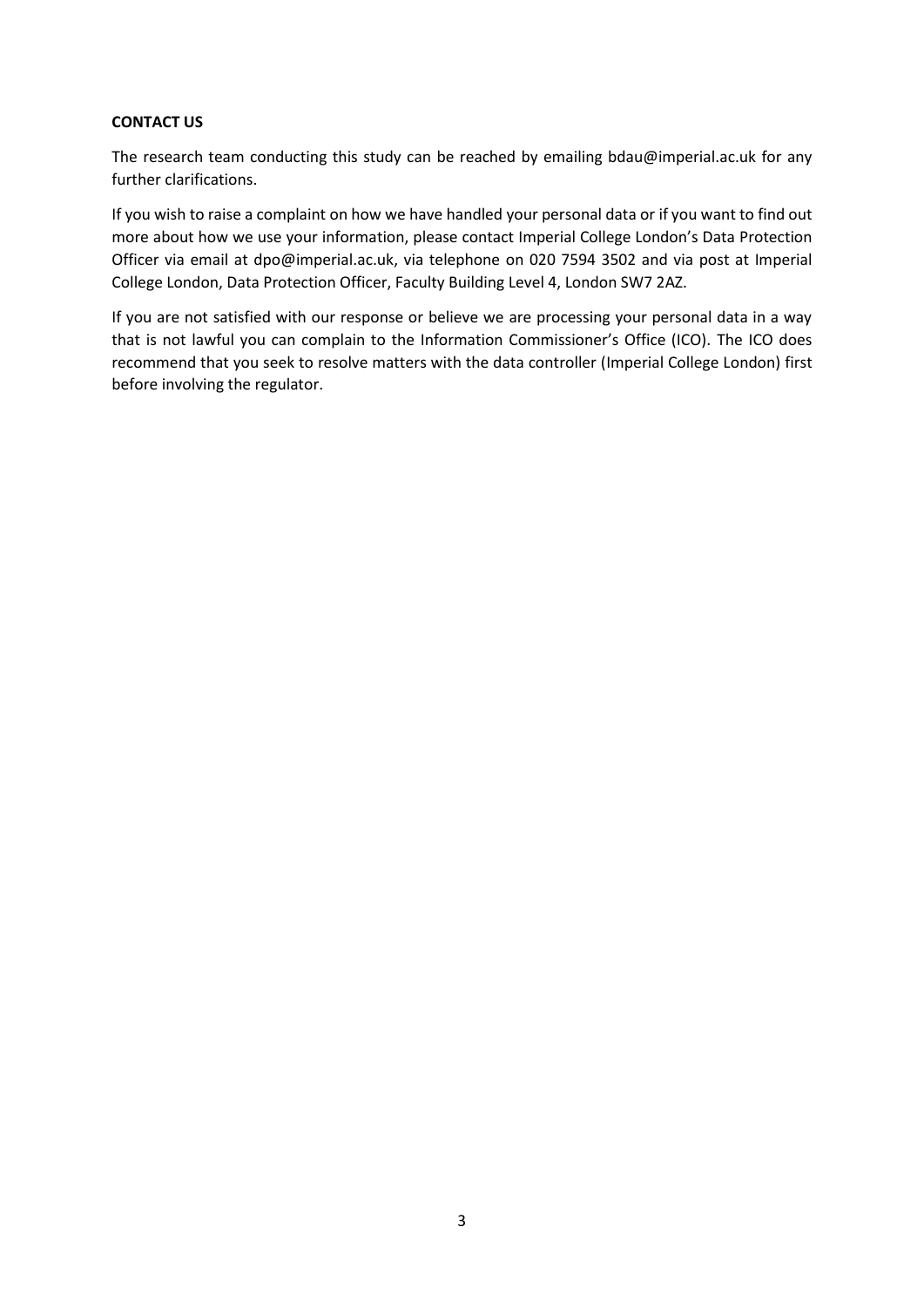**CONTACT US**

The research team conducting this study can be reached by emailing bdau@imperial.ac.uk for any further clarifications.

If you wish to raise a complaint on how we have handled your personal data or if you want to find out more about how we use your information, please contact Imperial College London's Data Protection Officer via email at dpo@imperial.ac.uk, via telephone on 020 7594 3502 and via post at Imperial College London, Data Protection Officer, Faculty Building Level 4, London SW7 2AZ.

If you are not satisfied with our response or believe we are processing your personal data in a way that is not lawful you can complain to the Information Commissioner's Office (ICO). The ICO does recommend that you seek to resolve matters with the data controller (Imperial College London) first before involving the regulator.